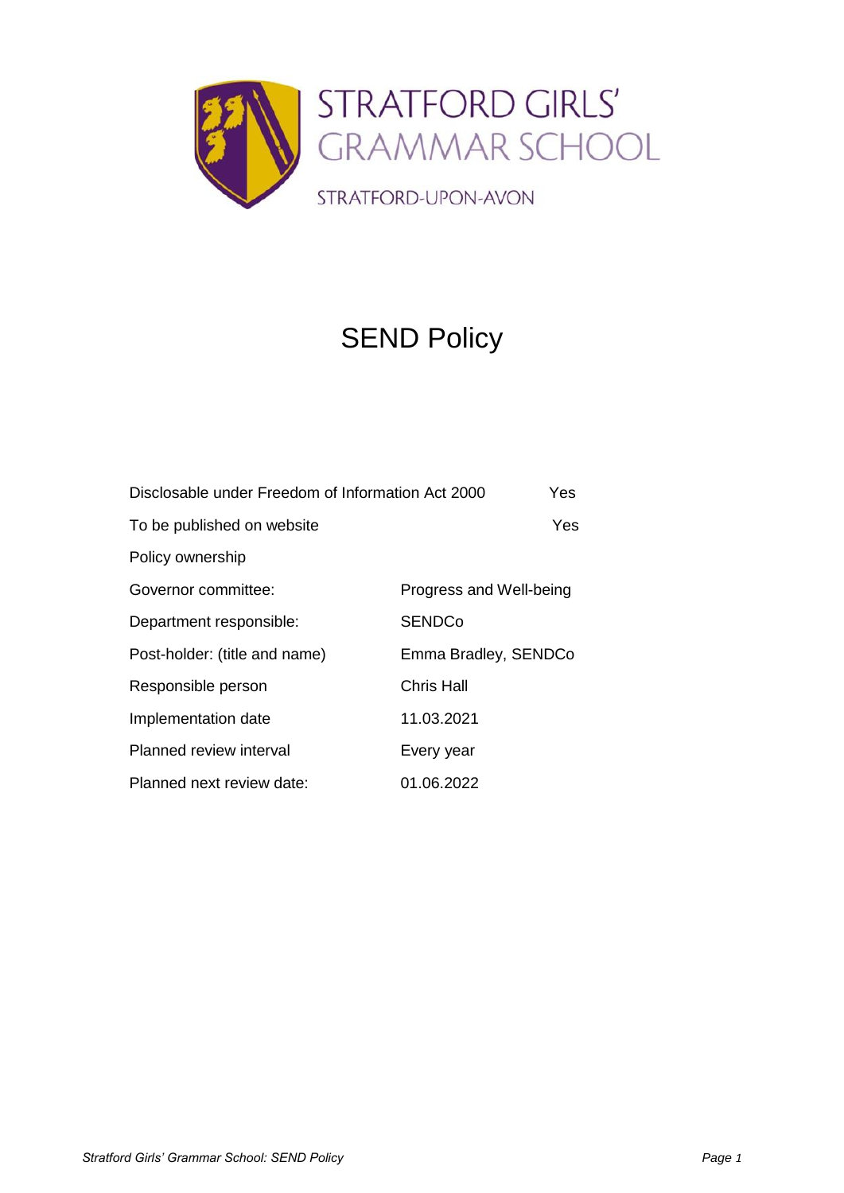STRATFORD GIRLS' GRAMMAR SCHOOL

STRATFORD-UPON-AVON

# SEND Policy

| | |
|---|---|
| Disclosable under Freedom of Information Act 2000 | Yes |
| To be published on website | Yes |
| Policy ownership | |
| Governor committee: | Progress and Well-being |
| Department responsible: | SENDCo |
| Post-holder: (title and name) | Emma Bradley, SENDCo |
| Responsible person | Chris Hall |
| Implementation date | 11.03.2021 |
| Planned review interval | Every year |
| Planned next review date: | 01.06.2022 |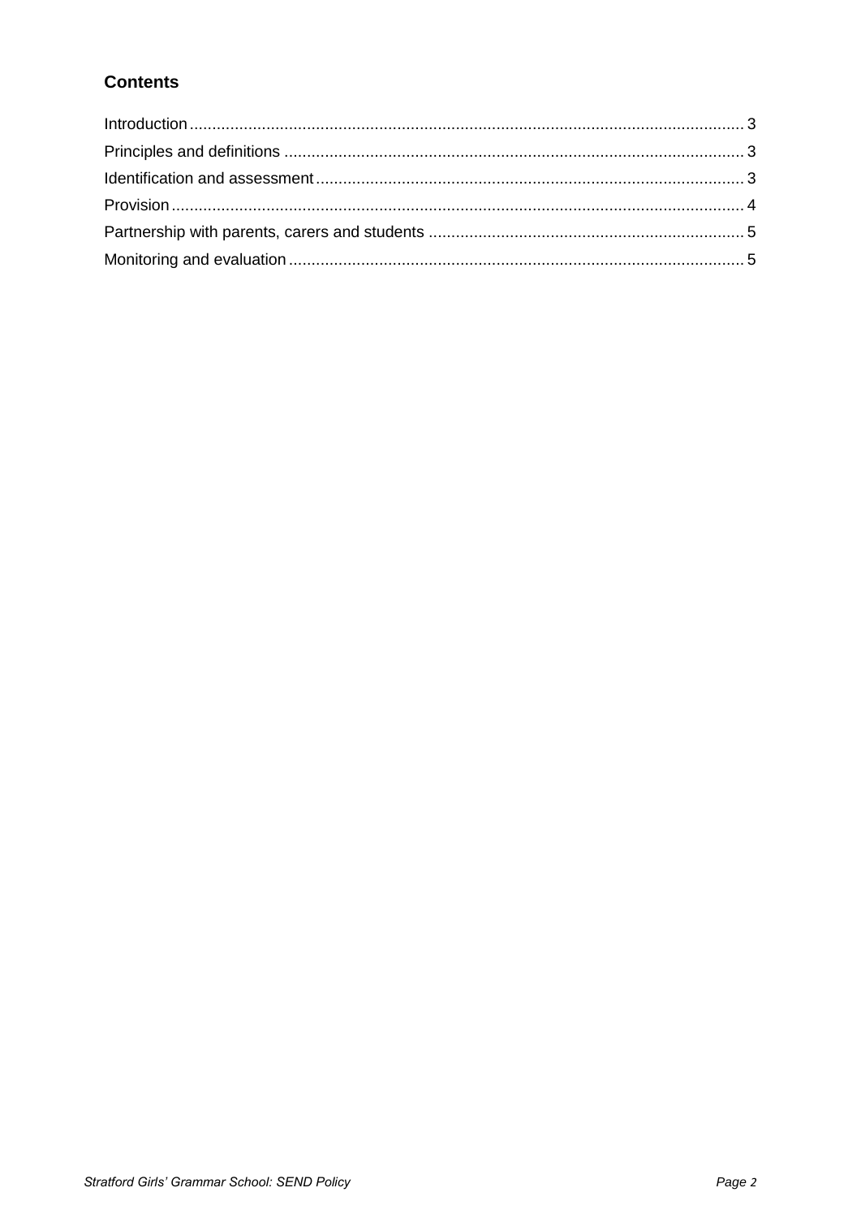## Contents

Introduction ........................................................................................................................ 3
Principles and definitions .................................................................................................... 3
Identification and assessment ............................................................................................. 3
Provision ............................................................................................................................. 4
Partnership with parents, carers and students ..................................................................... 5
Monitoring and evaluation ................................................................................................... 5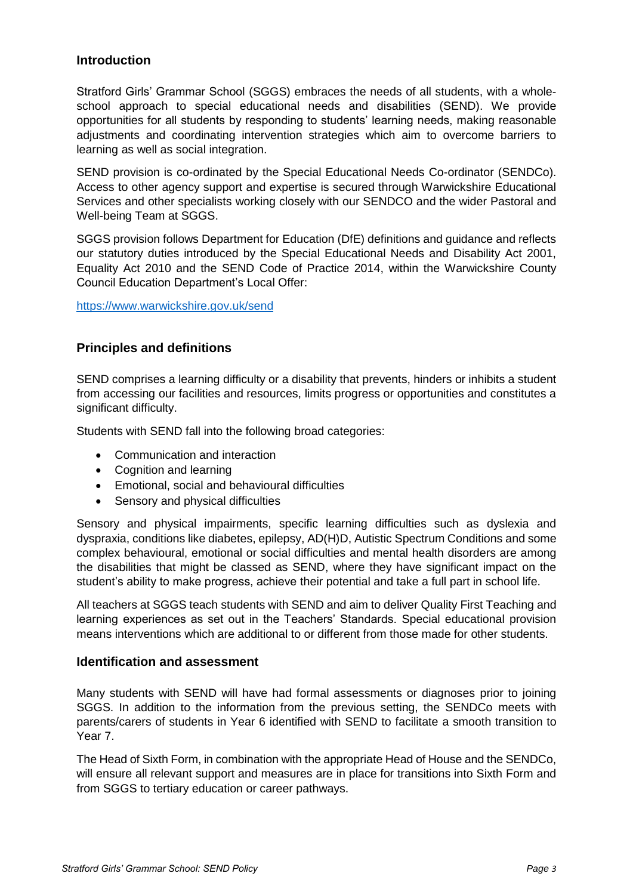## Introduction

Stratford Girls' Grammar School (SGGS) embraces the needs of all students, with a whole-school approach to special educational needs and disabilities (SEND). We provide opportunities for all students by responding to students' learning needs, making reasonable adjustments and coordinating intervention strategies which aim to overcome barriers to learning as well as social integration.

SEND provision is co-ordinated by the Special Educational Needs Co-ordinator (SENDCo). Access to other agency support and expertise is secured through Warwickshire Educational Services and other specialists working closely with our SENDCO and the wider Pastoral and Well-being Team at SGGS.

SGGS provision follows Department for Education (DfE) definitions and guidance and reflects our statutory duties introduced by the Special Educational Needs and Disability Act 2001, Equality Act 2010 and the SEND Code of Practice 2014, within the Warwickshire County Council Education Department's Local Offer:

https://www.warwickshire.gov.uk/send

## Principles and definitions

SEND comprises a learning difficulty or a disability that prevents, hinders or inhibits a student from accessing our facilities and resources, limits progress or opportunities and constitutes a significant difficulty.

Students with SEND fall into the following broad categories:

- Communication and interaction
- Cognition and learning
- Emotional, social and behavioural difficulties
- Sensory and physical difficulties

Sensory and physical impairments, specific learning difficulties such as dyslexia and dyspraxia, conditions like diabetes, epilepsy, AD(H)D, Autistic Spectrum Conditions and some complex behavioural, emotional or social difficulties and mental health disorders are among the disabilities that might be classed as SEND, where they have significant impact on the student's ability to make progress, achieve their potential and take a full part in school life.

All teachers at SGGS teach students with SEND and aim to deliver Quality First Teaching and learning experiences as set out in the Teachers' Standards. Special educational provision means interventions which are additional to or different from those made for other students.

## Identification and assessment

Many students with SEND will have had formal assessments or diagnoses prior to joining SGGS. In addition to the information from the previous setting, the SENDCo meets with parents/carers of students in Year 6 identified with SEND to facilitate a smooth transition to Year 7.

The Head of Sixth Form, in combination with the appropriate Head of House and the SENDCo, will ensure all relevant support and measures are in place for transitions into Sixth Form and from SGGS to tertiary education or career pathways.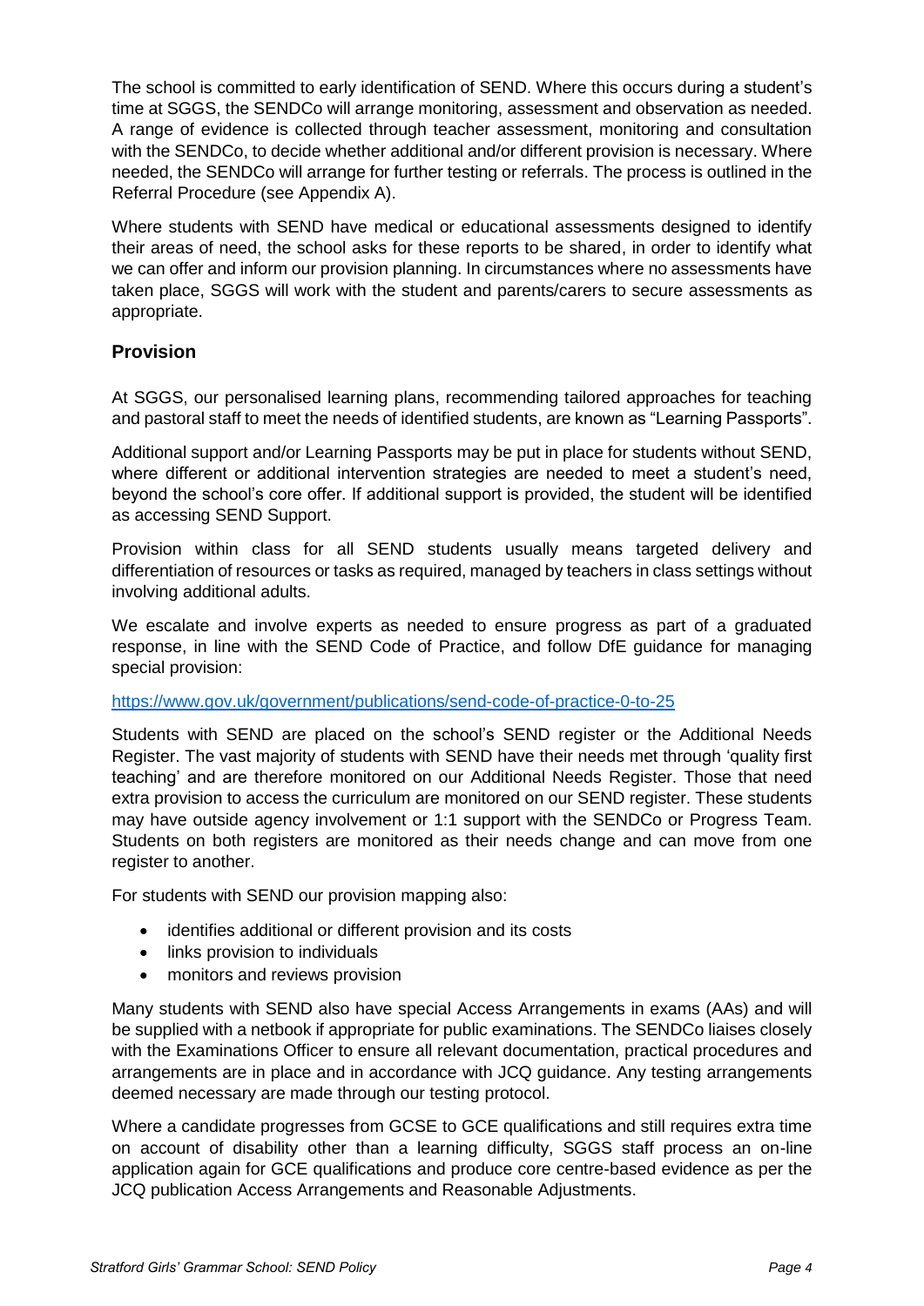The school is committed to early identification of SEND. Where this occurs during a student's time at SGGS, the SENDCo will arrange monitoring, assessment and observation as needed. A range of evidence is collected through teacher assessment, monitoring and consultation with the SENDCo, to decide whether additional and/or different provision is necessary. Where needed, the SENDCo will arrange for further testing or referrals. The process is outlined in the Referral Procedure (see Appendix A).

Where students with SEND have medical or educational assessments designed to identify their areas of need, the school asks for these reports to be shared, in order to identify what we can offer and inform our provision planning. In circumstances where no assessments have taken place, SGGS will work with the student and parents/carers to secure assessments as appropriate.

## Provision

At SGGS, our personalised learning plans, recommending tailored approaches for teaching and pastoral staff to meet the needs of identified students, are known as "Learning Passports".

Additional support and/or Learning Passports may be put in place for students without SEND, where different or additional intervention strategies are needed to meet a student's need, beyond the school's core offer. If additional support is provided, the student will be identified as accessing SEND Support.

Provision within class for all SEND students usually means targeted delivery and differentiation of resources or tasks as required, managed by teachers in class settings without involving additional adults.

We escalate and involve experts as needed to ensure progress as part of a graduated response, in line with the SEND Code of Practice, and follow DfE guidance for managing special provision:

https://www.gov.uk/government/publications/send-code-of-practice-0-to-25

Students with SEND are placed on the school's SEND register or the Additional Needs Register. The vast majority of students with SEND have their needs met through 'quality first teaching' and are therefore monitored on our Additional Needs Register. Those that need extra provision to access the curriculum are monitored on our SEND register. These students may have outside agency involvement or 1:1 support with the SENDCo or Progress Team. Students on both registers are monitored as their needs change and can move from one register to another.

For students with SEND our provision mapping also:

- identifies additional or different provision and its costs
- links provision to individuals
- monitors and reviews provision

Many students with SEND also have special Access Arrangements in exams (AAs) and will be supplied with a netbook if appropriate for public examinations. The SENDCo liaises closely with the Examinations Officer to ensure all relevant documentation, practical procedures and arrangements are in place and in accordance with JCQ guidance. Any testing arrangements deemed necessary are made through our testing protocol.

Where a candidate progresses from GCSE to GCE qualifications and still requires extra time on account of disability other than a learning difficulty, SGGS staff process an on-line application again for GCE qualifications and produce core centre-based evidence as per the JCQ publication Access Arrangements and Reasonable Adjustments.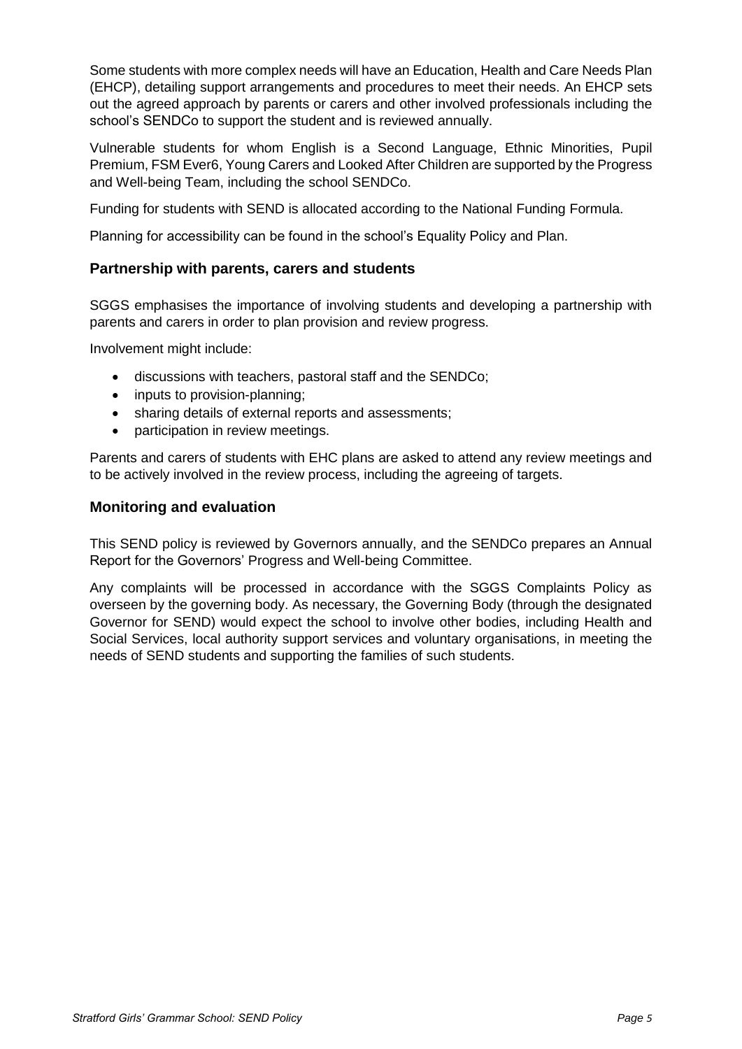Some students with more complex needs will have an Education, Health and Care Needs Plan (EHCP), detailing support arrangements and procedures to meet their needs. An EHCP sets out the agreed approach by parents or carers and other involved professionals including the school's SENDCo to support the student and is reviewed annually.

Vulnerable students for whom English is a Second Language, Ethnic Minorities, Pupil Premium, FSM Ever6, Young Carers and Looked After Children are supported by the Progress and Well-being Team, including the school SENDCo.

Funding for students with SEND is allocated according to the National Funding Formula.

Planning for accessibility can be found in the school's Equality Policy and Plan.

## Partnership with parents, carers and students

SGGS emphasises the importance of involving students and developing a partnership with parents and carers in order to plan provision and review progress.

Involvement might include:

- discussions with teachers, pastoral staff and the SENDCo;
- inputs to provision-planning;
- sharing details of external reports and assessments;
- participation in review meetings.

Parents and carers of students with EHC plans are asked to attend any review meetings and to be actively involved in the review process, including the agreeing of targets.

## Monitoring and evaluation

This SEND policy is reviewed by Governors annually, and the SENDCo prepares an Annual Report for the Governors' Progress and Well-being Committee.

Any complaints will be processed in accordance with the SGGS Complaints Policy as overseen by the governing body. As necessary, the Governing Body (through the designated Governor for SEND) would expect the school to involve other bodies, including Health and Social Services, local authority support services and voluntary organisations, in meeting the needs of SEND students and supporting the families of such students.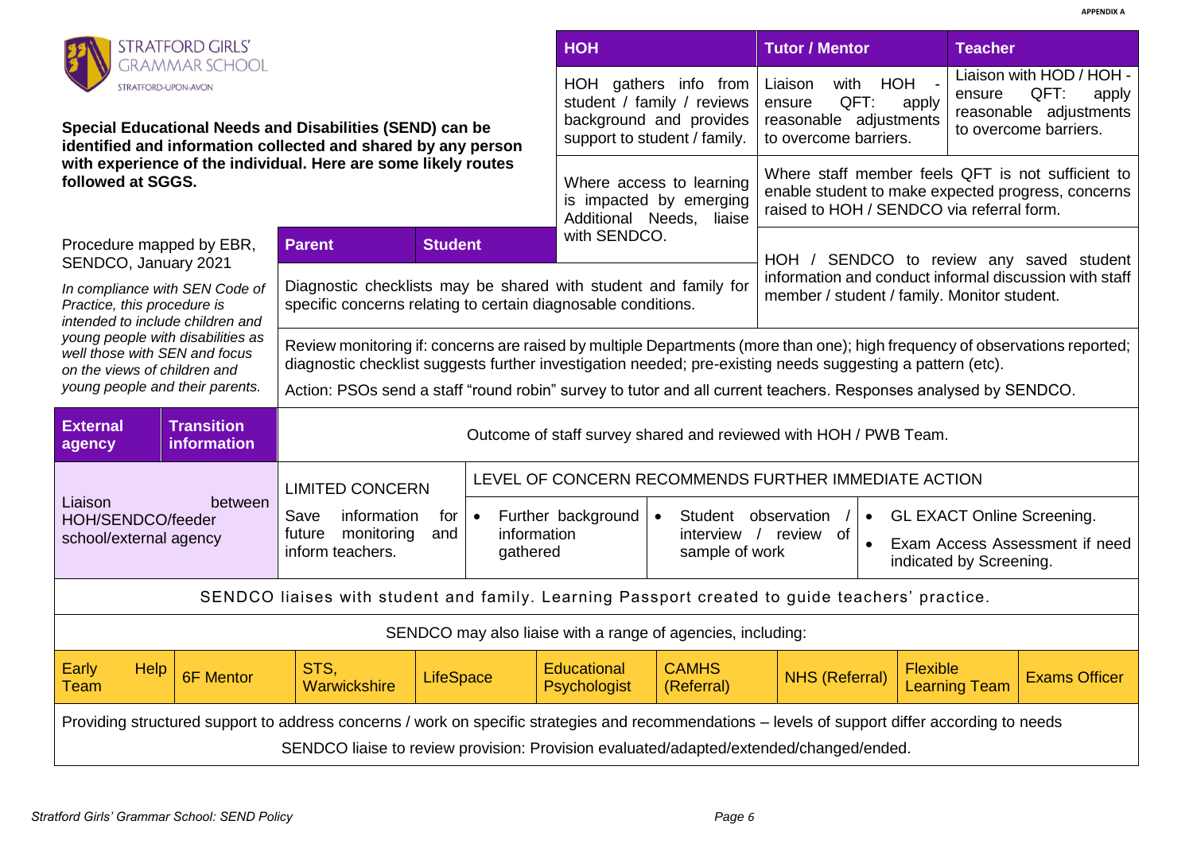APPENDIX A

STRATFORD GIRLS' GRAMMAR SCHOOL
STRATFORD-UPON-AVON

**Special Educational Needs and Disabilities (SEND) can be identified and information collected and shared by any person with experience of the individual. Here are some likely routes followed at SGGS.**

Procedure mapped by EBR, SENDCO, January 2021

*In compliance with SEN Code of Practice, this procedure is intended to include children and young people with disabilities as well those with SEN and focus on the views of children and young people and their parents.*

| HOH | Tutor / Mentor | Teacher |
|---|---|---|
| HOH gathers info from student / family / reviews background and provides support to student / family. | Liaison with HOH - ensure QFT: apply reasonable adjustments to overcome barriers. | Liaison with HOD / HOH - ensure QFT: apply reasonable adjustments to overcome barriers. |
| Where access to learning is impacted by emerging Additional Needs, liaise with SENDCO. | Where staff member feels QFT is not sufficient to enable student to make expected progress, concerns raised to HOH / SENDCO via referral form. | |
| | HOH / SENDCO to review any saved student information and conduct informal discussion with staff member / student / family. Monitor student. | |

| Parent | Student |
|---|---|
| Diagnostic checklists may be shared with student and family for specific concerns relating to certain diagnosable conditions. | |

Review monitoring if: concerns are raised by multiple Departments (more than one); high frequency of observations reported; diagnostic checklist suggests further investigation needed; pre-existing needs suggesting a pattern (etc).

Action: PSOs send a staff "round robin" survey to tutor and all current teachers. Responses analysed by SENDCO.

| External agency | Transition information |
|---|---|
| Liaison between HOH/SENDCO/feeder school/external agency | |

Outcome of staff survey shared and reviewed with HOH / PWB Team.

| LIMITED CONCERN | LEVEL OF CONCERN RECOMMENDS FURTHER IMMEDIATE ACTION | | |
|---|---|---|---|
| Save information for future monitoring and inform teachers. | • Further background information gathered | • Student observation / interview / review of sample of work | • GL EXACT Online Screening.<br>• Exam Access Assessment if need indicated by Screening. |

SENDCO liaises with student and family. Learning Passport created to guide teachers' practice.

SENDCO may also liaise with a range of agencies, including:

| | | | | | | | | |
|---|---|---|---|---|---|---|---|---|
| Early Help Team | 6F Mentor | STS, Warwickshire | LifeSpace | Educational Psychologist | CAMHS (Referral) | NHS (Referral) | Flexible Learning Team | Exams Officer |

Providing structured support to address concerns / work on specific strategies and recommendations – levels of support differ according to needs

SENDCO liaise to review provision: Provision evaluated/adapted/extended/changed/ended.